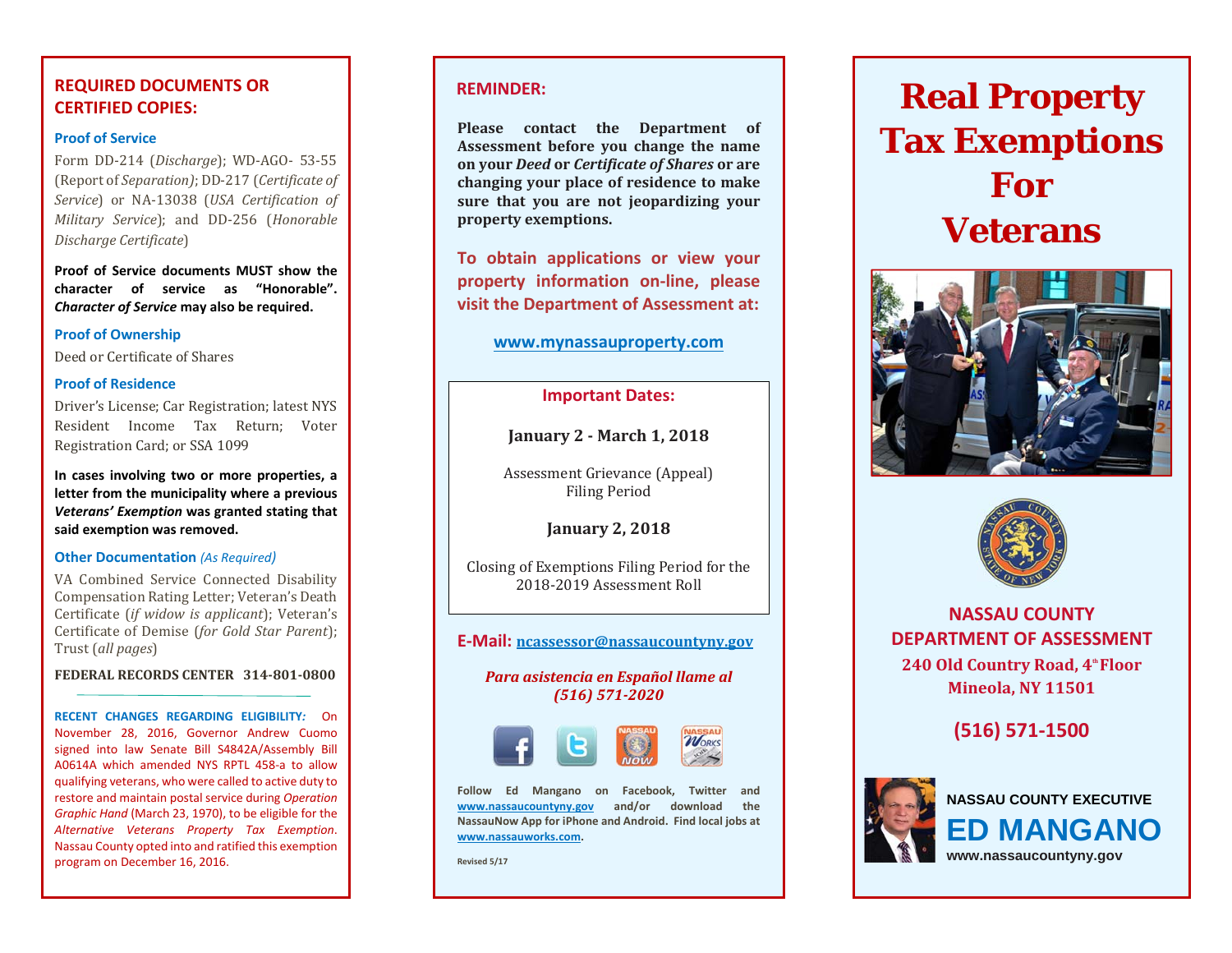## REQUIRED DOCUMENTS OR CERTIFIED COPIES:

### Proof of Service

Form DD-214 (*Discharge*); WD-AGO- 53-55 (Report of *Separation)*; DD-217 (*Certificate of Service*) or NA-13038 (*USA Certification of Military Service*); and DD-256 (*Honorable Discharge Certificate*)

**Proof of Service documents MUST show the character of service as "Honorable". *Character of Service* may also be required.**

### Proof of Ownership

Deed or Certificate of Shares

### Proof of Residence

Driver's License; Car Registration; latest NYS Resident Income Tax Return; Voter Registration Card; or SSA 1099

**In cases involving two or more properties, a letter from the municipality where a previous *Veterans' Exemption* was granted stating that said exemption was removed.**

### Other Documentation *(As Required)*

VA Combined Service Connected Disability Compensation Rating Letter; Veteran's Death Certificate (*if widow is applicant*); Veteran's Certificate of Demise (*for Gold Star Parent*); Trust (*all pages*)

**FEDERAL RECORDS CENTER 314-801-0800**

**RECENT CHANGES REGARDING ELIGIBILITY:** On November 28, 2016, Governor Andrew Cuomo signed into law Senate Bill S4842A/Assembly Bill A0614A which amended NYS RPTL 458-a to allow qualifying veterans, who were called to active duty to restore and maintain postal service during *Operation Graphic Hand* (March 23, 1970), to be eligible for the *Alternative Veterans Property Tax Exemption*. Nassau County opted into and ratified this exemption program on December 16, 2016.

## REMINDER:

**Please contact the Department of Assessment before you change the name on your *Deed* or *Certificate of Shares* or are changing your place of residence to make sure that you are not jeopardizing your property exemptions.**

**To obtain applications or view your property information on-line, please visit the Department of Assessment at:**

**www.mynassauproperty.com**

### Important Dates:

**January 2 - March 1, 2018**

Assessment Grievance (Appeal) Filing Period

**January 2, 2018**

Closing of Exemptions Filing Period for the 2018-2019 Assessment Roll

**E-Mail: ncassessor@nassaucountyny.gov**

***Para asistencia en Español llame al (516) 571-2020***

**Follow Ed Mangano on Facebook, Twitter and www.nassaucountyny.gov and/or download the NassauNow App for iPhone and Android. Find local jobs at www.nassauworks.com.**

Revised 5/17

# Real Property Tax Exemptions For Veterans

**NASSAU COUNTY DEPARTMENT OF ASSESSMENT**

**240 Old Country Road, 4th Floor**
**Mineola, NY 11501**

**(516) 571-1500**

NASSAU COUNTY EXECUTIVE
**ED MANGANO**
www.nassaucountyny.gov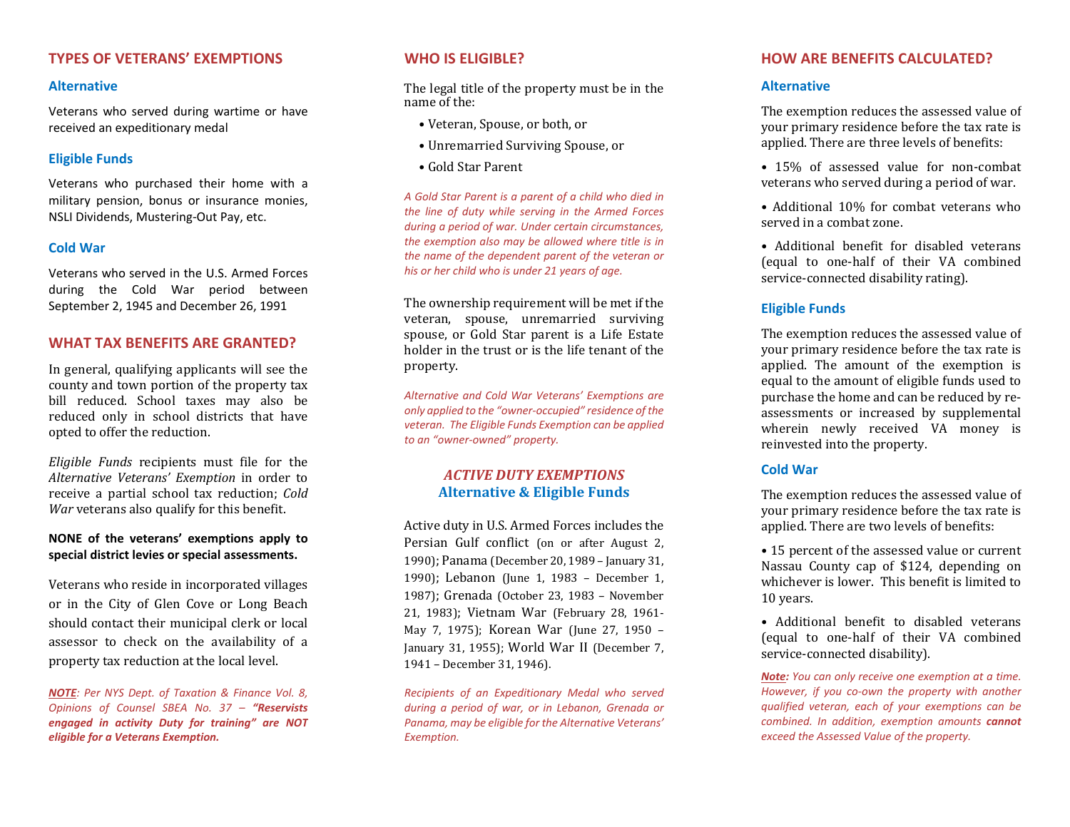## TYPES OF VETERANS' EXEMPTIONS

### Alternative

Veterans who served during wartime or have received an expeditionary medal

### Eligible Funds

Veterans who purchased their home with a military pension, bonus or insurance monies, NSLI Dividends, Mustering-Out Pay, etc.

### Cold War

Veterans who served in the U.S. Armed Forces during the Cold War period between September 2, 1945 and December 26, 1991

## WHAT TAX BENEFITS ARE GRANTED?

In general, qualifying applicants will see the county and town portion of the property tax bill reduced. School taxes may also be reduced only in school districts that have opted to offer the reduction.

*Eligible Funds* recipients must file for the *Alternative Veterans' Exemption* in order to receive a partial school tax reduction; *Cold War* veterans also qualify for this benefit.

**NONE of the veterans' exemptions apply to special district levies or special assessments.**

Veterans who reside in incorporated villages or in the City of Glen Cove or Long Beach should contact their municipal clerk or local assessor to check on the availability of a property tax reduction at the local level.

*__NOTE__: Per NYS Dept. of Taxation & Finance Vol. 8, Opinions of Counsel SBEA No. 37 – **"Reservists engaged in activity Duty for training" are NOT eligible for a Veterans Exemption.***

## WHO IS ELIGIBLE?

The legal title of the property must be in the name of the:

- Veteran, Spouse, or both, or
- Unremarried Surviving Spouse, or
- Gold Star Parent

*A Gold Star Parent is a parent of a child who died in the line of duty while serving in the Armed Forces during a period of war. Under certain circumstances, the exemption also may be allowed where title is in the name of the dependent parent of the veteran or his or her child who is under 21 years of age.*

The ownership requirement will be met if the veteran, spouse, unremarried surviving spouse, or Gold Star parent is a Life Estate holder in the trust or is the life tenant of the property.

*Alternative and Cold War Veterans' Exemptions are only applied to the "owner-occupied" residence of the veteran. The Eligible Funds Exemption can be applied to an "owner-owned" property.*

### *ACTIVE DUTY EXEMPTIONS*
### Alternative & Eligible Funds

Active duty in U.S. Armed Forces includes the Persian Gulf conflict (on or after August 2, 1990); Panama (December 20, 1989 – January 31, 1990); Lebanon (June 1, 1983 – December 1, 1987); Grenada (October 23, 1983 – November 21, 1983); Vietnam War (February 28, 1961- May 7, 1975); Korean War (June 27, 1950 – January 31, 1955); World War II (December 7, 1941 – December 31, 1946).

*Recipients of an Expeditionary Medal who served during a period of war, or in Lebanon, Grenada or Panama, may be eligible for the Alternative Veterans' Exemption.*

## HOW ARE BENEFITS CALCULATED?

### Alternative

The exemption reduces the assessed value of your primary residence before the tax rate is applied. There are three levels of benefits:

- 15% of assessed value for non-combat veterans who served during a period of war.
- Additional 10% for combat veterans who served in a combat zone.
- Additional benefit for disabled veterans (equal to one-half of their VA combined service-connected disability rating).

### Eligible Funds

The exemption reduces the assessed value of your primary residence before the tax rate is applied. The amount of the exemption is equal to the amount of eligible funds used to purchase the home and can be reduced by re-assessments or increased by supplemental wherein newly received VA money is reinvested into the property.

### Cold War

The exemption reduces the assessed value of your primary residence before the tax rate is applied. There are two levels of benefits:

- 15 percent of the assessed value or current Nassau County cap of $124, depending on whichever is lower. This benefit is limited to 10 years.
- Additional benefit to disabled veterans (equal to one-half of their VA combined service-connected disability).

*__Note__: You can only receive one exemption at a time. However, if you co-own the property with another qualified veteran, each of your exemptions can be combined. In addition, exemption amounts **cannot** exceed the Assessed Value of the property.*